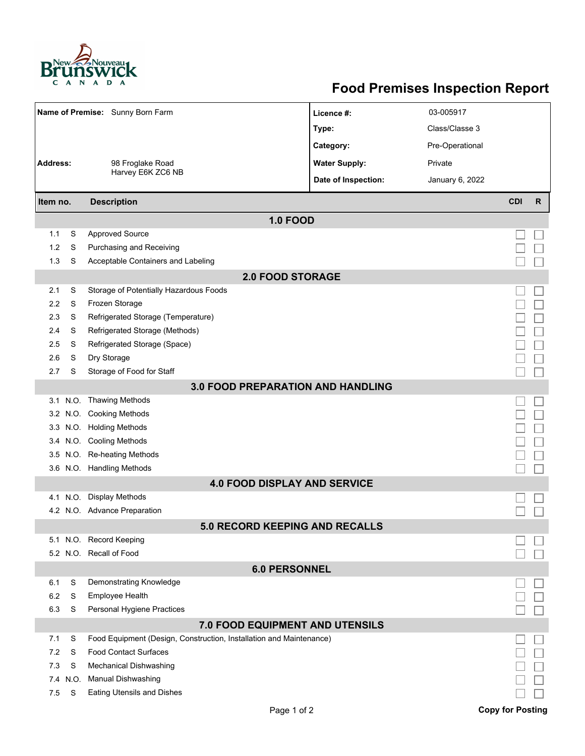New Nouveau Brunswick CANADA

# Food Premises Inspection Report

| | | | |
|---|---|---|---|
| **Name of Premise:** | Sunny Born Farm | **Licence #:** | 03-005917 |
| | | **Type:** | Class/Classe 3 |
| | | **Category:** | Pre-Operational |
| **Address:** | 98 Froglake Road<br>Harvey E6K ZC6 NB | **Water Supply:** | Private |
| | | **Date of Inspection:** | January 6, 2022 |

| Item no. | | Description | CDI | R |
|---|---|---|---|---|
| **1.0 FOOD** | | | | |
| 1.1 | S | Approved Source | ☐ | ☐ |
| 1.2 | S | Purchasing and Receiving | ☐ | ☐ |
| 1.3 | S | Acceptable Containers and Labeling | ☐ | ☐ |
| **2.0 FOOD STORAGE** | | | | |
| 2.1 | S | Storage of Potentially Hazardous Foods | ☐ | ☐ |
| 2.2 | S | Frozen Storage | ☐ | ☐ |
| 2.3 | S | Refrigerated Storage (Temperature) | ☐ | ☐ |
| 2.4 | S | Refrigerated Storage (Methods) | ☐ | ☐ |
| 2.5 | S | Refrigerated Storage (Space) | ☐ | ☐ |
| 2.6 | S | Dry Storage | ☐ | ☐ |
| 2.7 | S | Storage of Food for Staff | ☐ | ☐ |
| **3.0 FOOD PREPARATION AND HANDLING** | | | | |
| 3.1 | N.O. | Thawing Methods | ☐ | ☐ |
| 3.2 | N.O. | Cooking Methods | ☐ | ☐ |
| 3.3 | N.O. | Holding Methods | ☐ | ☐ |
| 3.4 | N.O. | Cooling Methods | ☐ | ☐ |
| 3.5 | N.O. | Re-heating Methods | ☐ | ☐ |
| 3.6 | N.O. | Handling Methods | ☐ | ☐ |
| **4.0 FOOD DISPLAY AND SERVICE** | | | | |
| 4.1 | N.O. | Display Methods | ☐ | ☐ |
| 4.2 | N.O. | Advance Preparation | ☐ | ☐ |
| **5.0 RECORD KEEPING AND RECALLS** | | | | |
| 5.1 | N.O. | Record Keeping | ☐ | ☐ |
| 5.2 | N.O. | Recall of Food | ☐ | ☐ |
| **6.0 PERSONNEL** | | | | |
| 6.1 | S | Demonstrating Knowledge | ☐ | ☐ |
| 6.2 | S | Employee Health | ☐ | ☐ |
| 6.3 | S | Personal Hygiene Practices | ☐ | ☐ |
| **7.0 FOOD EQUIPMENT AND UTENSILS** | | | | |
| 7.1 | S | Food Equipment (Design, Construction, Installation and Maintenance) | ☐ | ☐ |
| 7.2 | S | Food Contact Surfaces | ☐ | ☐ |
| 7.3 | S | Mechanical Dishwashing | ☐ | ☐ |
| 7.4 | N.O. | Manual Dishwashing | ☐ | ☐ |
| 7.5 | S | Eating Utensils and Dishes | ☐ | ☐ |

**Copy for Posting**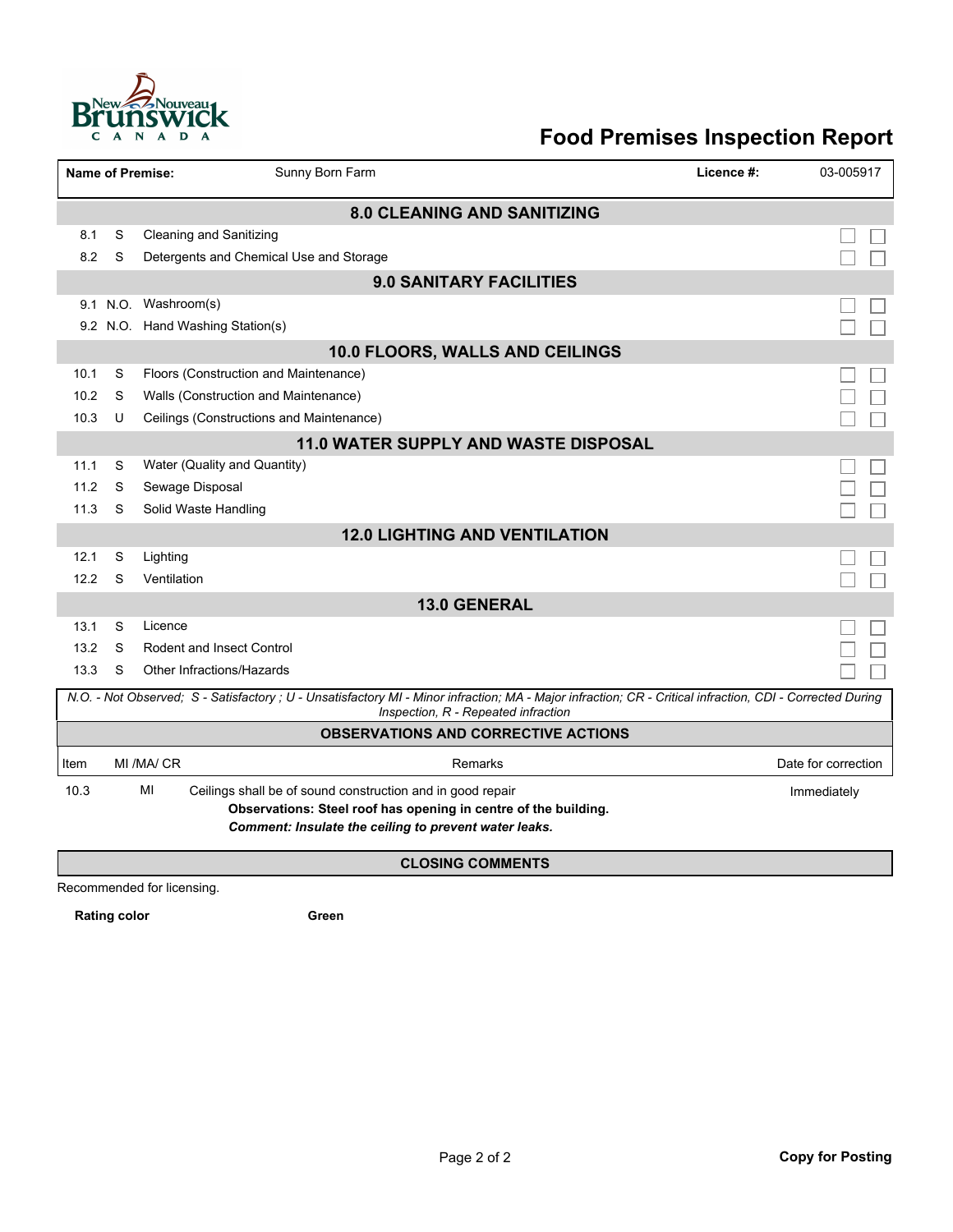# Food Premises Inspection Report

| **Name of Premise:** | Sunny Born Farm | **Licence #:** | 03-005917 |
|---|---|---|---|

## 8.0 CLEANING AND SANITIZING

| | | | | |
|---|---|---|---|---|
| 8.1 | S | Cleaning and Sanitizing | | |
| 8.2 | S | Detergents and Chemical Use and Storage | | |

## 9.0 SANITARY FACILITIES

| | | | | |
|---|---|---|---|---|
| 9.1 | N.O. | Washroom(s) | | |
| 9.2 | N.O. | Hand Washing Station(s) | | |

## 10.0 FLOORS, WALLS AND CEILINGS

| | | | | |
|---|---|---|---|---|
| 10.1 | S | Floors (Construction and Maintenance) | | |
| 10.2 | S | Walls (Construction and Maintenance) | | |
| 10.3 | U | Ceilings (Constructions and Maintenance) | | |

## 11.0 WATER SUPPLY AND WASTE DISPOSAL

| | | | | |
|---|---|---|---|---|
| 11.1 | S | Water (Quality and Quantity) | | |
| 11.2 | S | Sewage Disposal | | |
| 11.3 | S | Solid Waste Handling | | |

## 12.0 LIGHTING AND VENTILATION

| | | | | |
|---|---|---|---|---|
| 12.1 | S | Lighting | | |
| 12.2 | S | Ventilation | | |

## 13.0 GENERAL

| | | | | |
|---|---|---|---|---|
| 13.1 | S | Licence | | |
| 13.2 | S | Rodent and Insect Control | | |
| 13.3 | S | Other Infractions/Hazards | | |

*N.O. - Not Observed; S - Satisfactory ; U - Unsatisfactory MI - Minor infraction; MA - Major infraction; CR - Critical infraction, CDI - Corrected During Inspection, R - Repeated infraction*

## OBSERVATIONS AND CORRECTIVE ACTIONS

| Item | MI /MA/ CR | Remarks | Date for correction |
|---|---|---|---|
| 10.3 | MI | Ceilings shall be of sound construction and in good repair<br>**Observations: Steel roof has opening in centre of the building.**<br>***Comment: Insulate the ceiling to prevent water leaks.*** | Immediately |

## CLOSING COMMENTS

Recommended for licensing.

**Rating color** **Green**

**Copy for Posting**